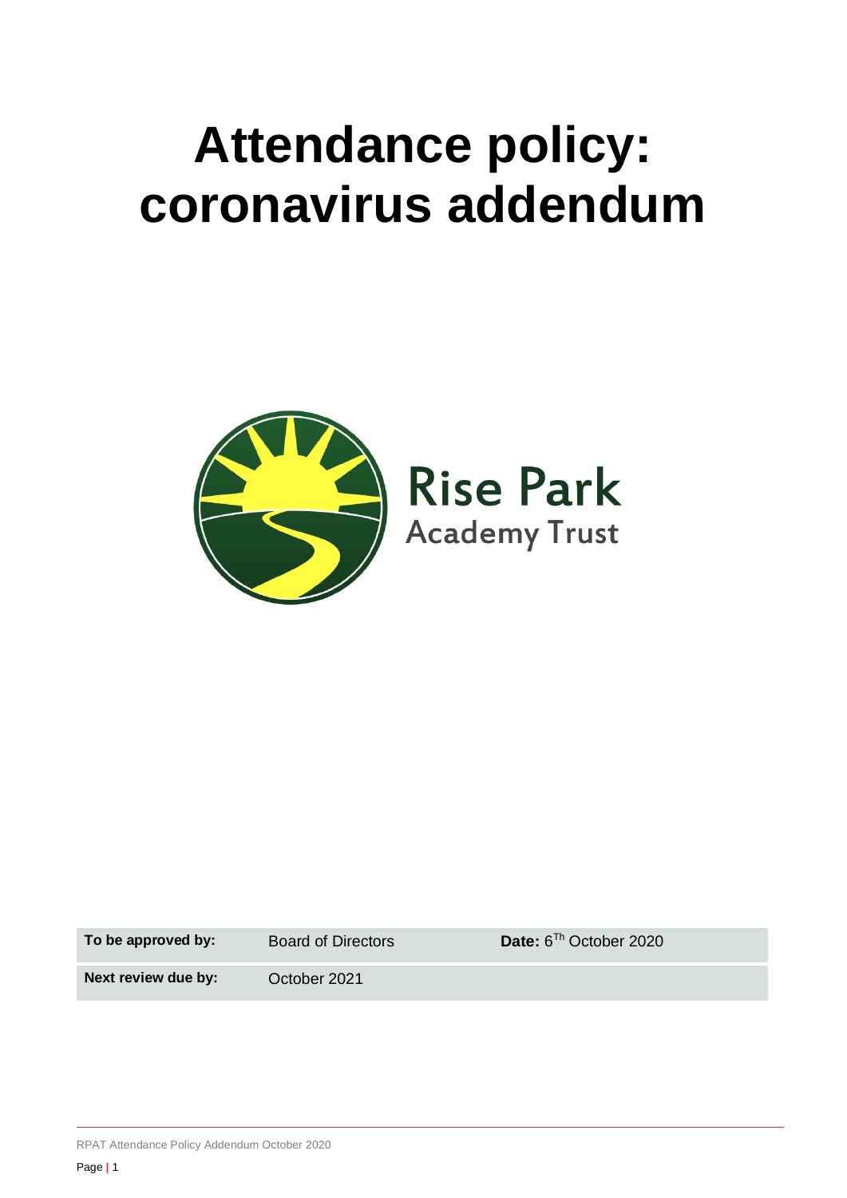# Attendance policy: coronavirus addendum

Rise Park
Academy Trust

| To be approved by: | Board of Directors | Date: 6[Th] October 2020 |
| --- | --- | --- |
| Next review due by: | October 2021 | |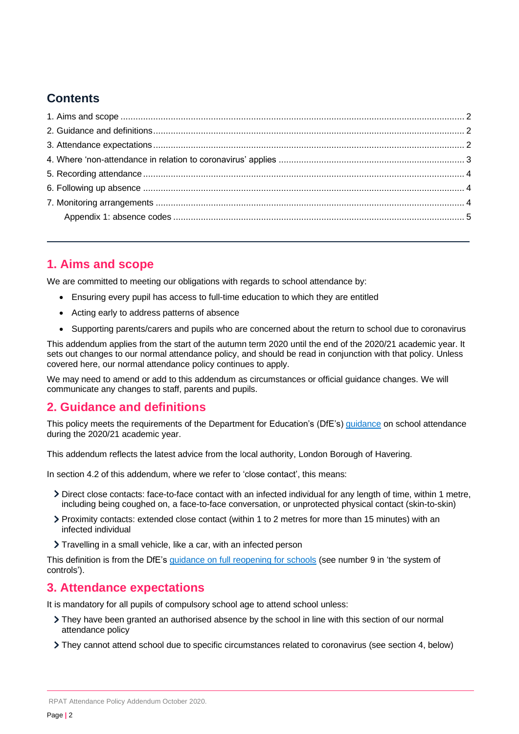## Contents

1. Aims and scope ........................................................ 2
2. Guidance and definitions ........................................................ 2
3. Attendance expectations ........................................................ 2
4. Where 'non-attendance in relation to coronavirus' applies ........................................................ 3
5. Recording attendance ........................................................ 4
6. Following up absence ........................................................ 4
7. Monitoring arrangements ........................................................ 4
   Appendix 1: absence codes ........................................................ 5

---

## 1. Aims and scope

We are committed to meeting our obligations with regards to school attendance by:

- Ensuring every pupil has access to full-time education to which they are entitled
- Acting early to address patterns of absence
- Supporting parents/carers and pupils who are concerned about the return to school due to coronavirus

This addendum applies from the start of the autumn term 2020 until the end of the 2020/21 academic year. It sets out changes to our normal attendance policy, and should be read in conjunction with that policy. Unless covered here, our normal attendance policy continues to apply.

We may need to amend or add to this addendum as circumstances or official guidance changes. We will communicate any changes to staff, parents and pupils.

## 2. Guidance and definitions

This policy meets the requirements of the Department for Education's (DfE's) guidance on school attendance during the 2020/21 academic year.

This addendum reflects the latest advice from the local authority, London Borough of Havering.

In section 4.2 of this addendum, where we refer to 'close contact', this means:

- Direct close contacts: face-to-face contact with an infected individual for any length of time, within 1 metre, including being coughed on, a face-to-face conversation, or unprotected physical contact (skin-to-skin)
- Proximity contacts: extended close contact (within 1 to 2 metres for more than 15 minutes) with an infected individual
- Travelling in a small vehicle, like a car, with an infected person

This definition is from the DfE's guidance on full reopening for schools (see number 9 in 'the system of controls').

## 3. Attendance expectations

It is mandatory for all pupils of compulsory school age to attend school unless:

- They have been granted an authorised absence by the school in line with this section of our normal attendance policy
- They cannot attend school due to specific circumstances related to coronavirus (see section 4, below)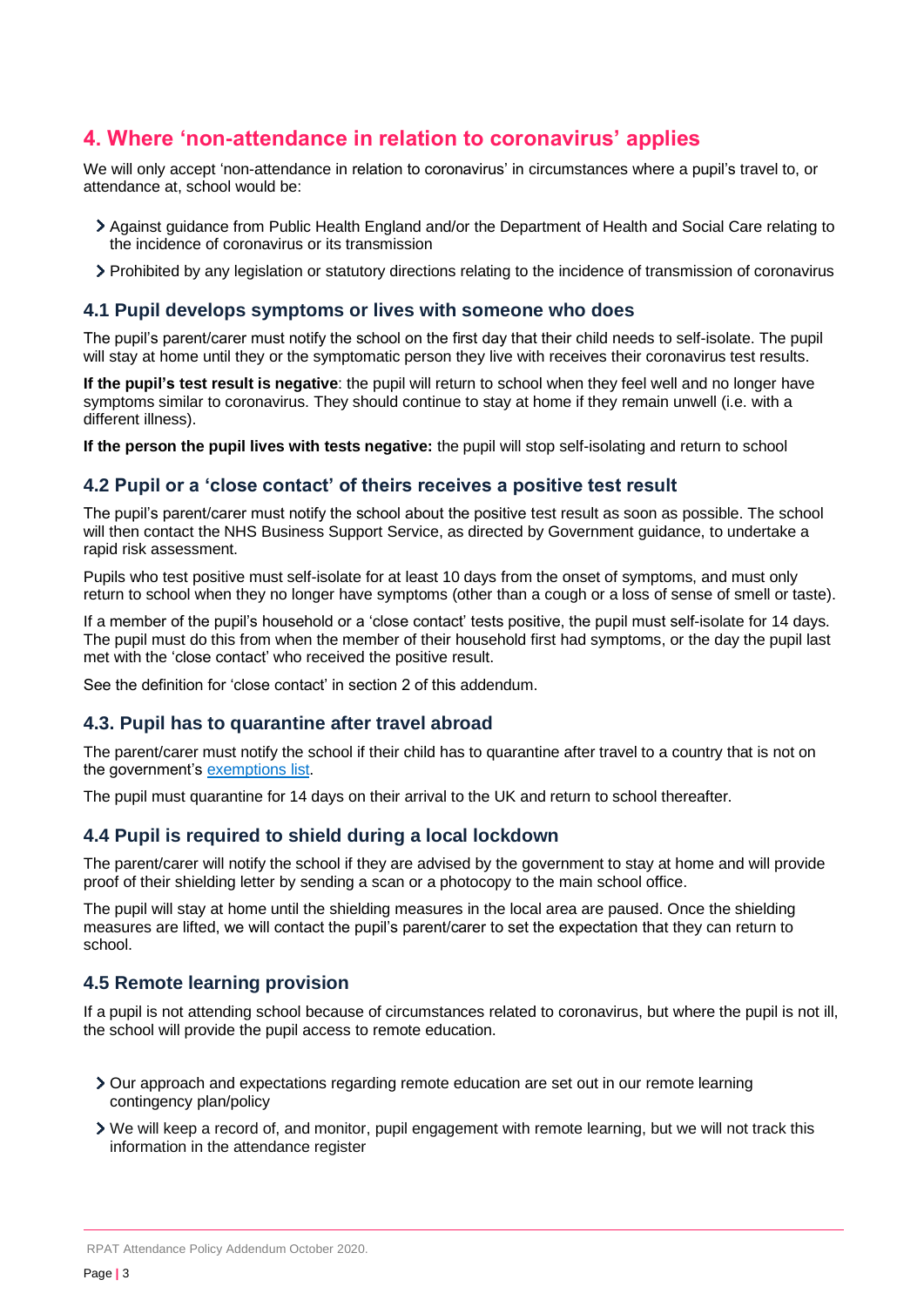## 4. Where 'non-attendance in relation to coronavirus' applies

We will only accept 'non-attendance in relation to coronavirus' in circumstances where a pupil's travel to, or attendance at, school would be:

- Against guidance from Public Health England and/or the Department of Health and Social Care relating to the incidence of coronavirus or its transmission
- Prohibited by any legislation or statutory directions relating to the incidence of transmission of coronavirus

### 4.1 Pupil develops symptoms or lives with someone who does

The pupil's parent/carer must notify the school on the first day that their child needs to self-isolate. The pupil will stay at home until they or the symptomatic person they live with receives their coronavirus test results.

**If the pupil's test result is negative**: the pupil will return to school when they feel well and no longer have symptoms similar to coronavirus. They should continue to stay at home if they remain unwell (i.e. with a different illness).

**If the person the pupil lives with tests negative:** the pupil will stop self-isolating and return to school

### 4.2 Pupil or a 'close contact' of theirs receives a positive test result

The pupil's parent/carer must notify the school about the positive test result as soon as possible. The school will then contact the NHS Business Support Service, as directed by Government guidance, to undertake a rapid risk assessment.

Pupils who test positive must self-isolate for at least 10 days from the onset of symptoms, and must only return to school when they no longer have symptoms (other than a cough or a loss of sense of smell or taste).

If a member of the pupil's household or a 'close contact' tests positive, the pupil must self-isolate for 14 days. The pupil must do this from when the member of their household first had symptoms, or the day the pupil last met with the 'close contact' who received the positive result.

See the definition for 'close contact' in section 2 of this addendum.

### 4.3. Pupil has to quarantine after travel abroad

The parent/carer must notify the school if their child has to quarantine after travel to a country that is not on the government's exemptions list.

The pupil must quarantine for 14 days on their arrival to the UK and return to school thereafter.

### 4.4 Pupil is required to shield during a local lockdown

The parent/carer will notify the school if they are advised by the government to stay at home and will provide proof of their shielding letter by sending a scan or a photocopy to the main school office.

The pupil will stay at home until the shielding measures in the local area are paused. Once the shielding measures are lifted, we will contact the pupil's parent/carer to set the expectation that they can return to school.

### 4.5 Remote learning provision

If a pupil is not attending school because of circumstances related to coronavirus, but where the pupil is not ill, the school will provide the pupil access to remote education.

- Our approach and expectations regarding remote education are set out in our remote learning contingency plan/policy
- We will keep a record of, and monitor, pupil engagement with remote learning, but we will not track this information in the attendance register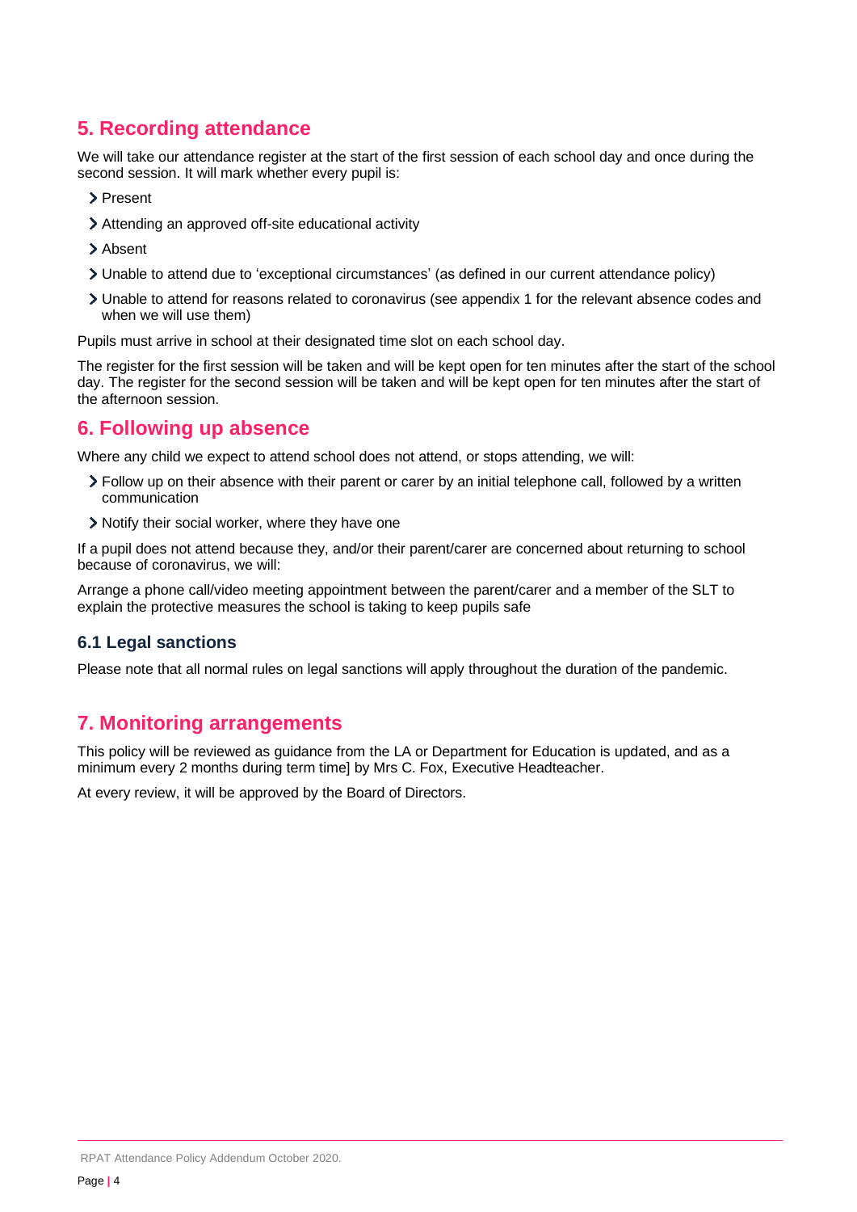## 5. Recording attendance

We will take our attendance register at the start of the first session of each school day and once during the second session. It will mark whether every pupil is:

- Present
- Attending an approved off-site educational activity
- Absent
- Unable to attend due to 'exceptional circumstances' (as defined in our current attendance policy)
- Unable to attend for reasons related to coronavirus (see appendix 1 for the relevant absence codes and when we will use them)

Pupils must arrive in school at their designated time slot on each school day.

The register for the first session will be taken and will be kept open for ten minutes after the start of the school day. The register for the second session will be taken and will be kept open for ten minutes after the start of the afternoon session.

## 6. Following up absence

Where any child we expect to attend school does not attend, or stops attending, we will:

- Follow up on their absence with their parent or carer by an initial telephone call, followed by a written communication
- Notify their social worker, where they have one

If a pupil does not attend because they, and/or their parent/carer are concerned about returning to school because of coronavirus, we will:

Arrange a phone call/video meeting appointment between the parent/carer and a member of the SLT to explain the protective measures the school is taking to keep pupils safe

### 6.1 Legal sanctions

Please note that all normal rules on legal sanctions will apply throughout the duration of the pandemic.

## 7. Monitoring arrangements

This policy will be reviewed as guidance from the LA or Department for Education is updated, and as a minimum every 2 months during term time] by Mrs C. Fox, Executive Headteacher.

At every review, it will be approved by the Board of Directors.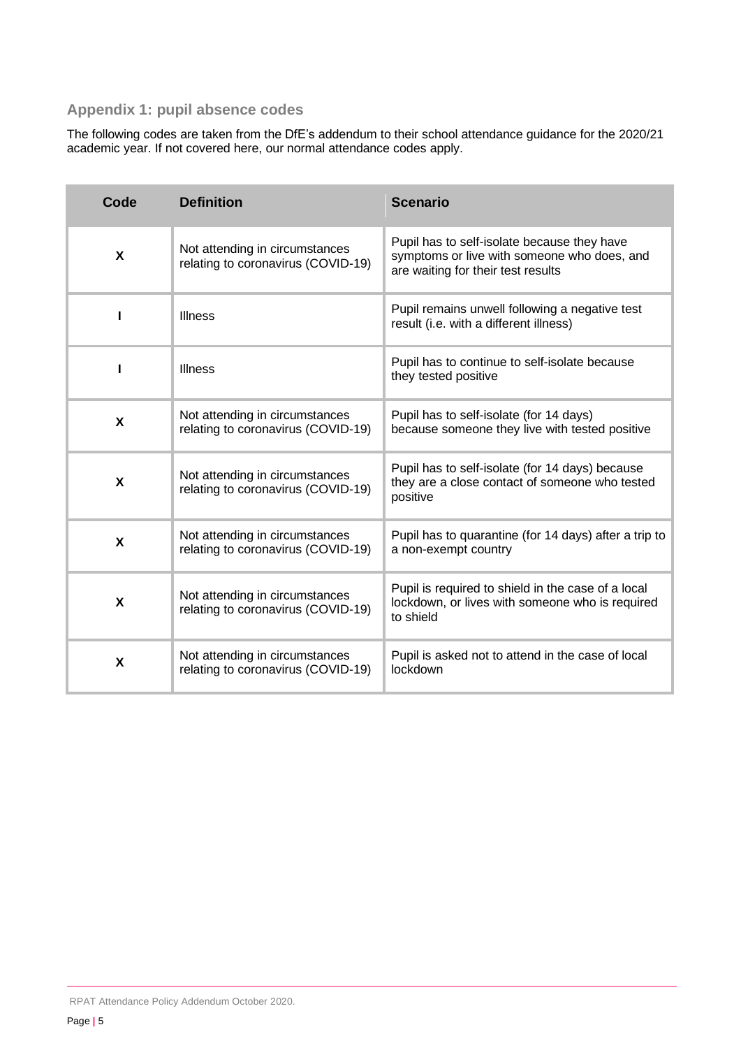## Appendix 1: pupil absence codes

The following codes are taken from the DfE's addendum to their school attendance guidance for the 2020/21 academic year. If not covered here, our normal attendance codes apply.

| Code | Definition | Scenario |
|---|---|---|
| **X** | Not attending in circumstances relating to coronavirus (COVID-19) | Pupil has to self-isolate because they have symptoms or live with someone who does, and are waiting for their test results |
| **I** | Illness | Pupil remains unwell following a negative test result (i.e. with a different illness) |
| **I** | Illness | Pupil has to continue to self-isolate because they tested positive |
| **X** | Not attending in circumstances relating to coronavirus (COVID-19) | Pupil has to self-isolate (for 14 days) because someone they live with tested positive |
| **X** | Not attending in circumstances relating to coronavirus (COVID-19) | Pupil has to self-isolate (for 14 days) because they are a close contact of someone who tested positive |
| **X** | Not attending in circumstances relating to coronavirus (COVID-19) | Pupil has to quarantine (for 14 days) after a trip to a non-exempt country |
| **X** | Not attending in circumstances relating to coronavirus (COVID-19) | Pupil is required to shield in the case of a local lockdown, or lives with someone who is required to shield |
| **X** | Not attending in circumstances relating to coronavirus (COVID-19) | Pupil is asked not to attend in the case of local lockdown |